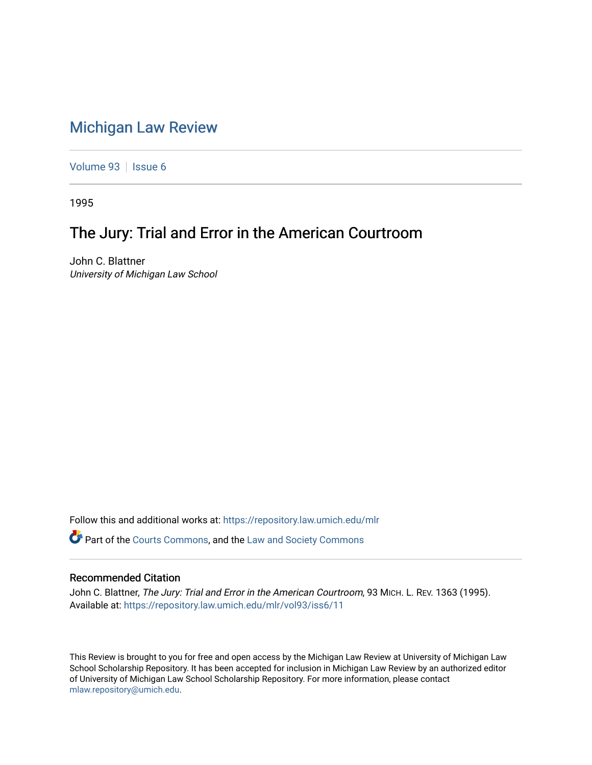# Michigan Law Review

Volume 93 | Issue 6

1995

## The Jury: Trial and Error in the American Courtroom

John C. Blattner
*University of Michigan Law School*

Follow this and additional works at: https://repository.law.umich.edu/mlr

Part of the Courts Commons, and the Law and Society Commons

### Recommended Citation

John C. Blattner, *The Jury: Trial and Error in the American Courtroom*, 93 MICH. L. REV. 1363 (1995).
Available at: https://repository.law.umich.edu/mlr/vol93/iss6/11

This Review is brought to you for free and open access by the Michigan Law Review at University of Michigan Law School Scholarship Repository. It has been accepted for inclusion in Michigan Law Review by an authorized editor of University of Michigan Law School Scholarship Repository. For more information, please contact mlaw.repository@umich.edu.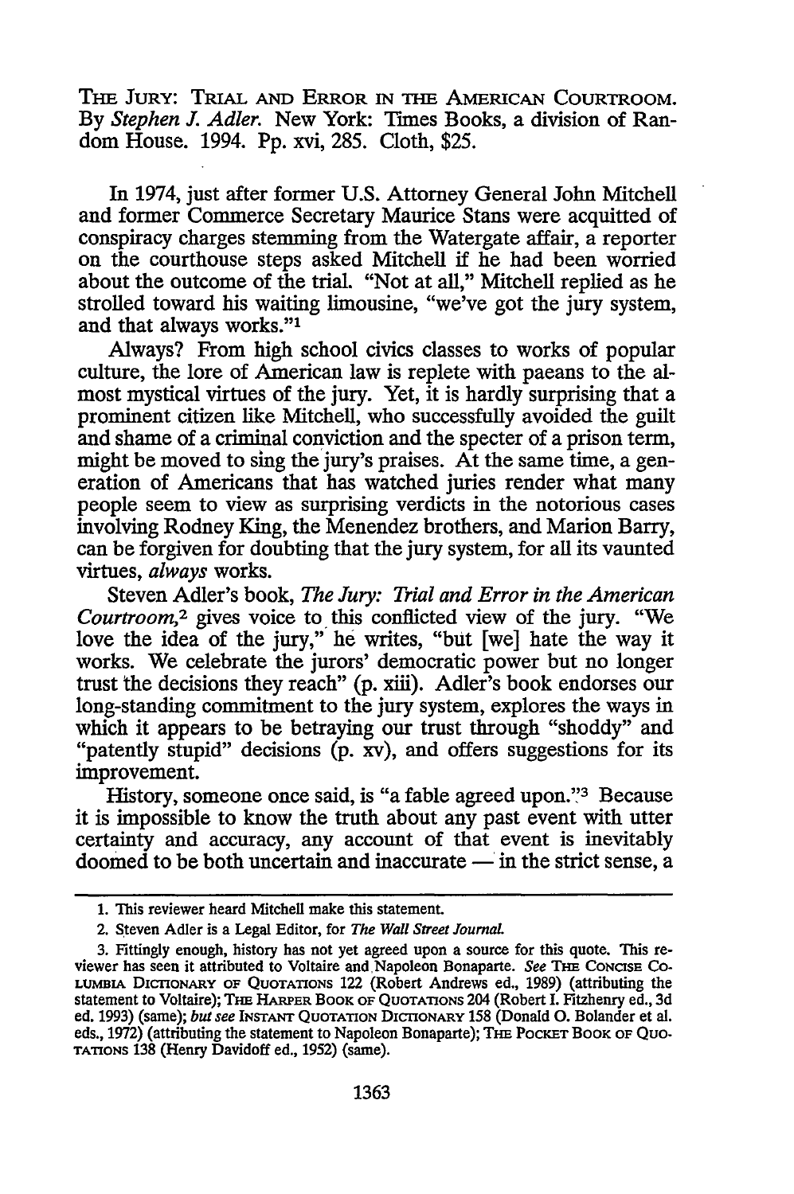THE JURY: TRIAL AND ERROR IN THE AMERICAN COURTROOM. By *Stephen J. Adler.* New York: Times Books, a division of Random House. 1994. Pp. xvi, 285. Cloth, $25.

In 1974, just after former U.S. Attorney General John Mitchell and former Commerce Secretary Maurice Stans were acquitted of conspiracy charges stemming from the Watergate affair, a reporter on the courthouse steps asked Mitchell if he had been worried about the outcome of the trial. "Not at all," Mitchell replied as he strolled toward his waiting limousine, "we've got the jury system, and that always works."[1]

Always? From high school civics classes to works of popular culture, the lore of American law is replete with paeans to the almost mystical virtues of the jury. Yet, it is hardly surprising that a prominent citizen like Mitchell, who successfully avoided the guilt and shame of a criminal conviction and the specter of a prison term, might be moved to sing the jury's praises. At the same time, a generation of Americans that has watched juries render what many people seem to view as surprising verdicts in the notorious cases involving Rodney King, the Menendez brothers, and Marion Barry, can be forgiven for doubting that the jury system, for all its vaunted virtues, *always* works.

Steven Adler's book, *The Jury: Trial and Error in the American Courtroom*,[2] gives voice to this conflicted view of the jury. "We love the idea of the jury," he writes, "but [we] hate the way it works. We celebrate the jurors' democratic power but no longer trust the decisions they reach" (p. xiii). Adler's book endorses our long-standing commitment to the jury system, explores the ways in which it appears to be betraying our trust through "shoddy" and "patently stupid" decisions (p. xv), and offers suggestions for its improvement.

History, someone once said, is "a fable agreed upon."[3] Because it is impossible to know the truth about any past event with utter certainty and accuracy, any account of that event is inevitably doomed to be both uncertain and inaccurate — in the strict sense, a

---

1. This reviewer heard Mitchell make this statement.

2. Steven Adler is a Legal Editor, for *The Wall Street Journal.*

3. Fittingly enough, history has not yet agreed upon a source for this quote. This reviewer has seen it attributed to Voltaire and Napoleon Bonaparte. *See* THE CONCISE COLUMBIA DICTIONARY OF QUOTATIONS 122 (Robert Andrews ed., 1989) (attributing the statement to Voltaire); THE HARPER BOOK OF QUOTATIONS 204 (Robert I. Fitzhenry ed., 3d ed. 1993) (same); *but see* INSTANT QUOTATION DICTIONARY 158 (Donald O. Bolander et al. eds., 1972) (attributing the statement to Napoleon Bonaparte); THE POCKET BOOK OF QUOTATIONS 138 (Henry Davidoff ed., 1952) (same).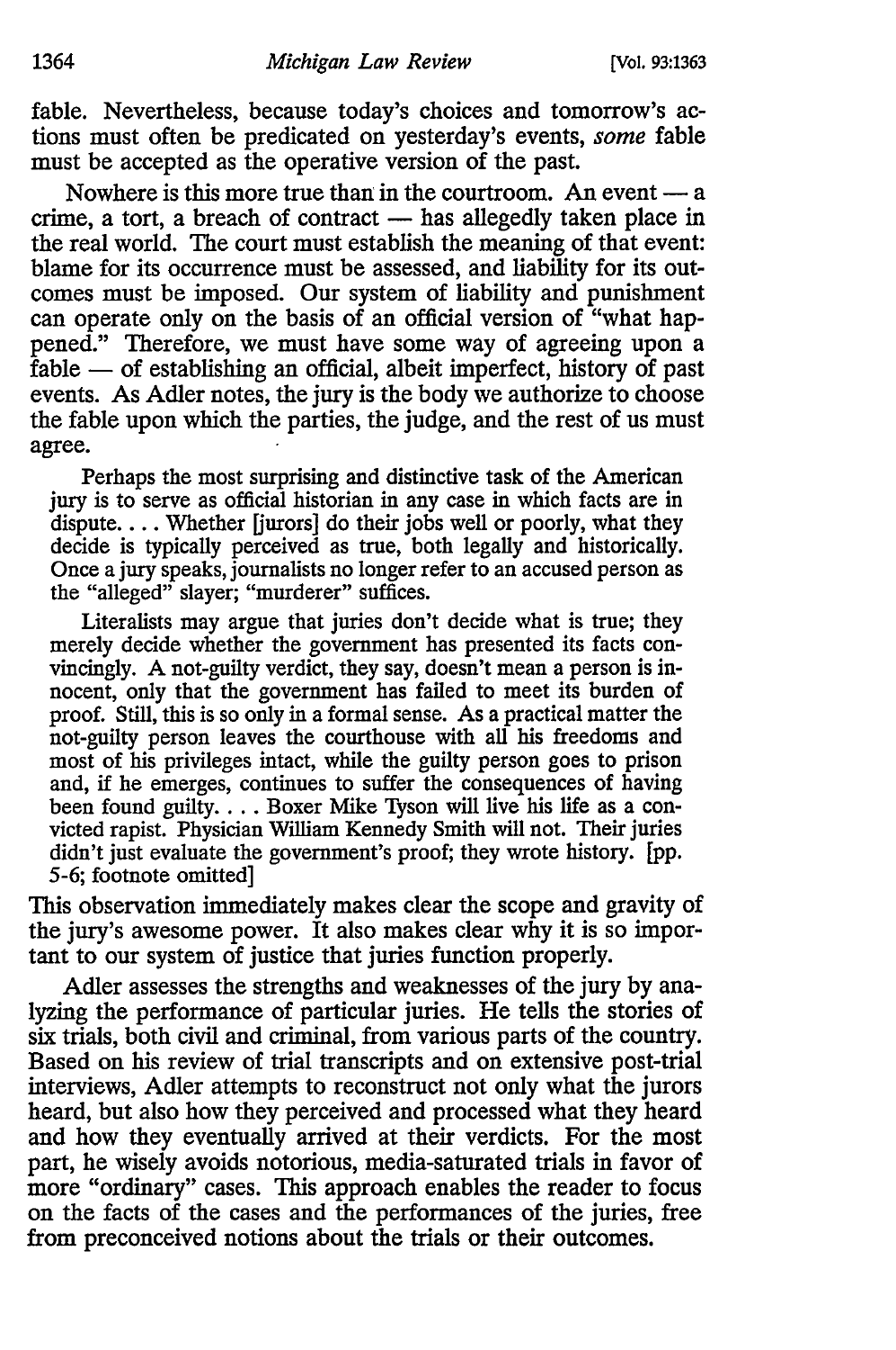fable. Nevertheless, because today's choices and tomorrow's actions must often be predicated on yesterday's events, *some* fable must be accepted as the operative version of the past.

Nowhere is this more true than in the courtroom. An event — a crime, a tort, a breach of contract — has allegedly taken place in the real world. The court must establish the meaning of that event: blame for its occurrence must be assessed, and liability for its outcomes must be imposed. Our system of liability and punishment can operate only on the basis of an official version of "what happened." Therefore, we must have some way of agreeing upon a fable — of establishing an official, albeit imperfect, history of past events. As Adler notes, the jury is the body we authorize to choose the fable upon which the parties, the judge, and the rest of us must agree.

> Perhaps the most surprising and distinctive task of the American jury is to serve as official historian in any case in which facts are in dispute. . . . Whether [jurors] do their jobs well or poorly, what they decide is typically perceived as true, both legally and historically. Once a jury speaks, journalists no longer refer to an accused person as the "alleged" slayer; "murderer" suffices.
>
> Literalists may argue that juries don't decide what is true; they merely decide whether the government has presented its facts convincingly. A not-guilty verdict, they say, doesn't mean a person is innocent, only that the government has failed to meet its burden of proof. Still, this is so only in a formal sense. As a practical matter the not-guilty person leaves the courthouse with all his freedoms and most of his privileges intact, while the guilty person goes to prison and, if he emerges, continues to suffer the consequences of having been found guilty. . . . Boxer Mike Tyson will live his life as a convicted rapist. Physician William Kennedy Smith will not. Their juries didn't just evaluate the government's proof; they wrote history. [pp. 5-6; footnote omitted]

This observation immediately makes clear the scope and gravity of the jury's awesome power. It also makes clear why it is so important to our system of justice that juries function properly.

Adler assesses the strengths and weaknesses of the jury by analyzing the performance of particular juries. He tells the stories of six trials, both civil and criminal, from various parts of the country. Based on his review of trial transcripts and on extensive post-trial interviews, Adler attempts to reconstruct not only what the jurors heard, but also how they perceived and processed what they heard and how they eventually arrived at their verdicts. For the most part, he wisely avoids notorious, media-saturated trials in favor of more "ordinary" cases. This approach enables the reader to focus on the facts of the cases and the performances of the juries, free from preconceived notions about the trials or their outcomes.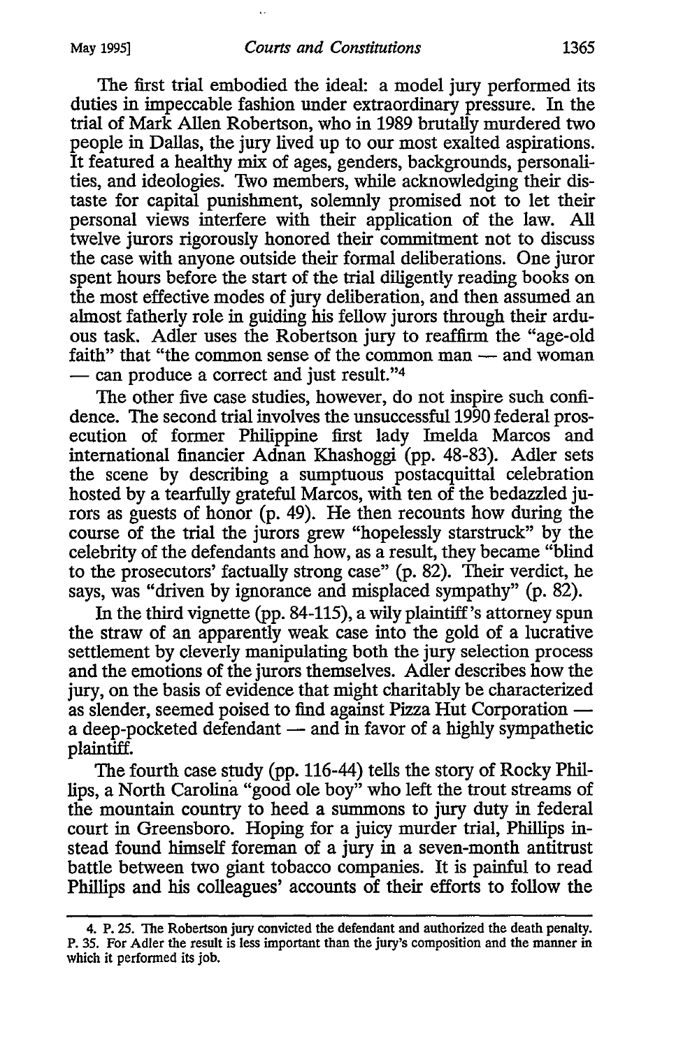The first trial embodied the ideal: a model jury performed its duties in impeccable fashion under extraordinary pressure. In the trial of Mark Allen Robertson, who in 1989 brutally murdered two people in Dallas, the jury lived up to our most exalted aspirations. It featured a healthy mix of ages, genders, backgrounds, personalities, and ideologies. Two members, while acknowledging their distaste for capital punishment, solemnly promised not to let their personal views interfere with their application of the law. All twelve jurors rigorously honored their commitment not to discuss the case with anyone outside their formal deliberations. One juror spent hours before the start of the trial diligently reading books on the most effective modes of jury deliberation, and then assumed an almost fatherly role in guiding his fellow jurors through their arduous task. Adler uses the Robertson jury to reaffirm the "age-old faith" that "the common sense of the common man — and woman — can produce a correct and just result."[4]

The other five case studies, however, do not inspire such confidence. The second trial involves the unsuccessful 1990 federal prosecution of former Philippine first lady Imelda Marcos and international financier Adnan Khashoggi (pp. 48-83). Adler sets the scene by describing a sumptuous postacquittal celebration hosted by a tearfully grateful Marcos, with ten of the bedazzled jurors as guests of honor (p. 49). He then recounts how during the course of the trial the jurors grew "hopelessly starstruck" by the celebrity of the defendants and how, as a result, they became "blind to the prosecutors' factually strong case" (p. 82). Their verdict, he says, was "driven by ignorance and misplaced sympathy" (p. 82).

In the third vignette (pp. 84-115), a wily plaintiff's attorney spun the straw of an apparently weak case into the gold of a lucrative settlement by cleverly manipulating both the jury selection process and the emotions of the jurors themselves. Adler describes how the jury, on the basis of evidence that might charitably be characterized as slender, seemed poised to find against Pizza Hut Corporation — a deep-pocketed defendant — and in favor of a highly sympathetic plaintiff.

The fourth case study (pp. 116-44) tells the story of Rocky Phillips, a North Carolina "good ole boy" who left the trout streams of the mountain country to heed a summons to jury duty in federal court in Greensboro. Hoping for a juicy murder trial, Phillips instead found himself foreman of a jury in a seven-month antitrust battle between two giant tobacco companies. It is painful to read Phillips and his colleagues' accounts of their efforts to follow the

---

4. P. 25. The Robertson jury convicted the defendant and authorized the death penalty. P. 35. For Adler the result is less important than the jury's composition and the manner in which it performed its job.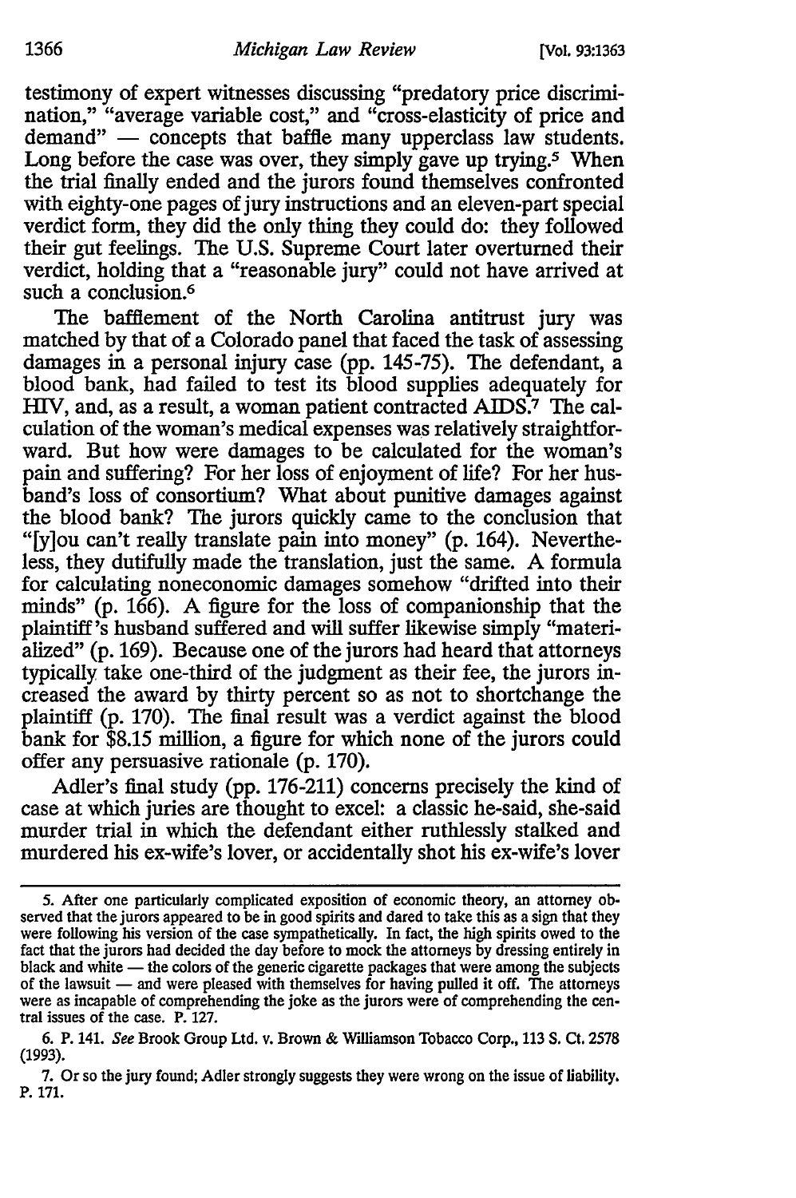testimony of expert witnesses discussing "predatory price discrimination," "average variable cost," and "cross-elasticity of price and demand" — concepts that baffle many upperclass law students. Long before the case was over, they simply gave up trying.[5] When the trial finally ended and the jurors found themselves confronted with eighty-one pages of jury instructions and an eleven-part special verdict form, they did the only thing they could do: they followed their gut feelings. The U.S. Supreme Court later overturned their verdict, holding that a "reasonable jury" could not have arrived at such a conclusion.[6]

The bafflement of the North Carolina antitrust jury was matched by that of a Colorado panel that faced the task of assessing damages in a personal injury case (pp. 145-75). The defendant, a blood bank, had failed to test its blood supplies adequately for HIV, and, as a result, a woman patient contracted AIDS.[7] The calculation of the woman's medical expenses was relatively straightforward. But how were damages to be calculated for the woman's pain and suffering? For her loss of enjoyment of life? For her husband's loss of consortium? What about punitive damages against the blood bank? The jurors quickly came to the conclusion that "[y]ou can't really translate pain into money" (p. 164). Nevertheless, they dutifully made the translation, just the same. A formula for calculating noneconomic damages somehow "drifted into their minds" (p. 166). A figure for the loss of companionship that the plaintiff's husband suffered and will suffer likewise simply "materialized" (p. 169). Because one of the jurors had heard that attorneys typically take one-third of the judgment as their fee, the jurors increased the award by thirty percent so as not to shortchange the plaintiff (p. 170). The final result was a verdict against the blood bank for $8.15 million, a figure for which none of the jurors could offer any persuasive rationale (p. 170).

Adler's final study (pp. 176-211) concerns precisely the kind of case at which juries are thought to excel: a classic he-said, she-said murder trial in which the defendant either ruthlessly stalked and murdered his ex-wife's lover, or accidentally shot his ex-wife's lover

---

5. After one particularly complicated exposition of economic theory, an attorney observed that the jurors appeared to be in good spirits and dared to take this as a sign that they were following his version of the case sympathetically. In fact, the high spirits owed to the fact that the jurors had decided the day before to mock the attorneys by dressing entirely in black and white — the colors of the generic cigarette packages that were among the subjects of the lawsuit — and were pleased with themselves for having pulled it off. The attorneys were as incapable of comprehending the joke as the jurors were of comprehending the central issues of the case. P. 127.

6. P. 141. *See* Brook Group Ltd. v. Brown & Williamson Tobacco Corp., 113 S. Ct. 2578 (1993).

7. Or so the jury found; Adler strongly suggests they were wrong on the issue of liability. P. 171.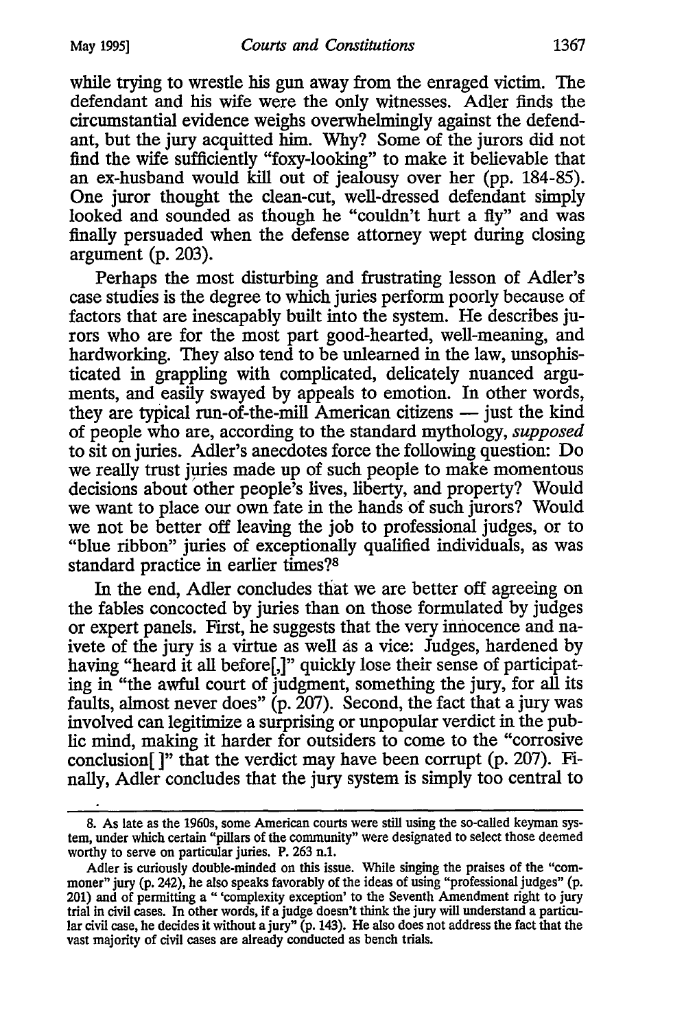while trying to wrestle his gun away from the enraged victim. The defendant and his wife were the only witnesses. Adler finds the circumstantial evidence weighs overwhelmingly against the defendant, but the jury acquitted him. Why? Some of the jurors did not find the wife sufficiently "foxy-looking" to make it believable that an ex-husband would kill out of jealousy over her (pp. 184-85). One juror thought the clean-cut, well-dressed defendant simply looked and sounded as though he "couldn't hurt a fly" and was finally persuaded when the defense attorney wept during closing argument (p. 203).

Perhaps the most disturbing and frustrating lesson of Adler's case studies is the degree to which juries perform poorly because of factors that are inescapably built into the system. He describes jurors who are for the most part good-hearted, well-meaning, and hardworking. They also tend to be unlearned in the law, unsophisticated in grappling with complicated, delicately nuanced arguments, and easily swayed by appeals to emotion. In other words, they are typical run-of-the-mill American citizens — just the kind of people who are, according to the standard mythology, *supposed* to sit on juries. Adler's anecdotes force the following question: Do we really trust juries made up of such people to make momentous decisions about other people's lives, liberty, and property? Would we want to place our own fate in the hands of such jurors? Would we not be better off leaving the job to professional judges, or to "blue ribbon" juries of exceptionally qualified individuals, as was standard practice in earlier times?[8]

In the end, Adler concludes that we are better off agreeing on the fables concocted by juries than on those formulated by judges or expert panels. First, he suggests that the very innocence and naivete of the jury is a virtue as well as a vice: Judges, hardened by having "heard it all before[,]" quickly lose their sense of participating in "the awful court of judgment, something the jury, for all its faults, almost never does" (p. 207). Second, the fact that a jury was involved can legitimize a surprising or unpopular verdict in the public mind, making it harder for outsiders to come to the "corrosive conclusion[ ]" that the verdict may have been corrupt (p. 207). Finally, Adler concludes that the jury system is simply too central to

---

8. As late as the 1960s, some American courts were still using the so-called keyman system, under which certain "pillars of the community" were designated to select those deemed worthy to serve on particular juries. P. 263 n.1.

Adler is curiously double-minded on this issue. While singing the praises of the "commoner" jury (p. 242), he also speaks favorably of the ideas of using "professional judges" (p. 201) and of permitting a "'complexity exception' to the Seventh Amendment right to jury trial in civil cases. In other words, if a judge doesn't think the jury will understand a particular civil case, he decides it without a jury" (p. 143). He also does not address the fact that the vast majority of civil cases are already conducted as bench trials.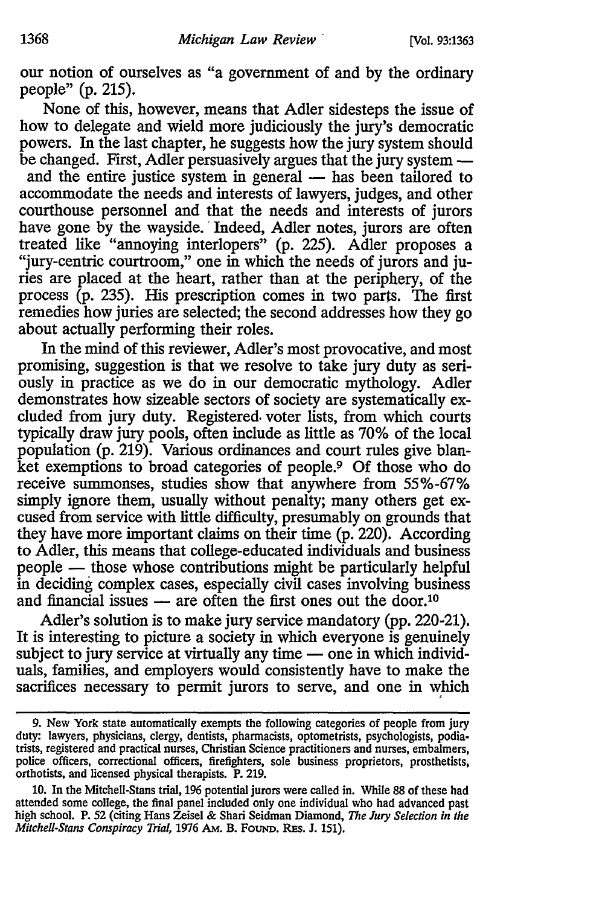our notion of ourselves as "a government of and by the ordinary people" (p. 215).

None of this, however, means that Adler sidesteps the issue of how to delegate and wield more judiciously the jury's democratic powers. In the last chapter, he suggests how the jury system should be changed. First, Adler persuasively argues that the jury system — and the entire justice system in general — has been tailored to accommodate the needs and interests of lawyers, judges, and other courthouse personnel and that the needs and interests of jurors have gone by the wayside. Indeed, Adler notes, jurors are often treated like "annoying interlopers" (p. 225). Adler proposes a "jury-centric courtroom," one in which the needs of jurors and juries are placed at the heart, rather than at the periphery, of the process (p. 235). His prescription comes in two parts. The first remedies how juries are selected; the second addresses how they go about actually performing their roles.

In the mind of this reviewer, Adler's most provocative, and most promising, suggestion is that we resolve to take jury duty as seriously in practice as we do in our democratic mythology. Adler demonstrates how sizeable sectors of society are systematically excluded from jury duty. Registered voter lists, from which courts typically draw jury pools, often include as little as 70% of the local population (p. 219). Various ordinances and court rules give blanket exemptions to broad categories of people.[9] Of those who do receive summonses, studies show that anywhere from 55%-67% simply ignore them, usually without penalty; many others get excused from service with little difficulty, presumably on grounds that they have more important claims on their time (p. 220). According to Adler, this means that college-educated individuals and business people — those whose contributions might be particularly helpful in deciding complex cases, especially civil cases involving business and financial issues — are often the first ones out the door.[10]

Adler's solution is to make jury service mandatory (pp. 220-21). It is interesting to picture a society in which everyone is genuinely subject to jury service at virtually any time — one in which individuals, families, and employers would consistently have to make the sacrifices necessary to permit jurors to serve, and one in which

---

9. New York state automatically exempts the following categories of people from jury duty: lawyers, physicians, clergy, dentists, pharmacists, optometrists, psychologists, podiatrists, registered and practical nurses, Christian Science practitioners and nurses, embalmers, police officers, correctional officers, firefighters, sole business proprietors, prosthetists, orthotists, and licensed physical therapists. P. 219.

10. In the Mitchell-Stans trial, 196 potential jurors were called in. While 88 of these had attended some college, the final panel included only one individual who had advanced past high school. P. 52 (citing Hans Zeisel & Shari Seidman Diamond, *The Jury Selection in the Mitchell-Stans Conspiracy Trial*, 1976 AM. B. FOUND. RES. J. 151).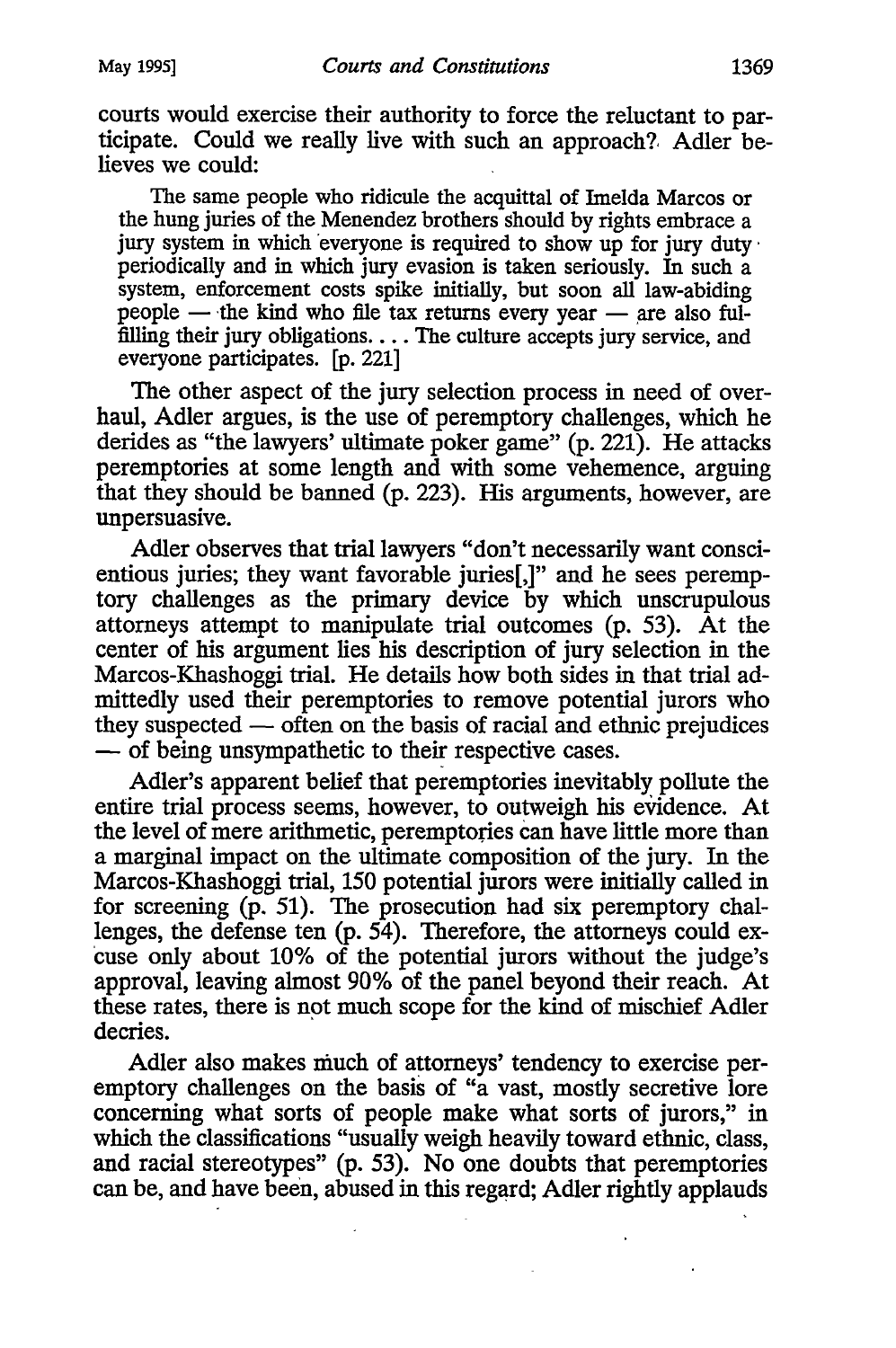courts would exercise their authority to force the reluctant to participate. Could we really live with such an approach? Adler believes we could:

> The same people who ridicule the acquittal of Imelda Marcos or the hung juries of the Menendez brothers should by rights embrace a jury system in which everyone is required to show up for jury duty periodically and in which jury evasion is taken seriously. In such a system, enforcement costs spike initially, but soon all law-abiding people — the kind who file tax returns every year — are also fulfilling their jury obligations. . . . The culture accepts jury service, and everyone participates. [p. 221]

The other aspect of the jury selection process in need of overhaul, Adler argues, is the use of peremptory challenges, which he derides as "the lawyers' ultimate poker game" (p. 221). He attacks peremptories at some length and with some vehemence, arguing that they should be banned (p. 223). His arguments, however, are unpersuasive.

Adler observes that trial lawyers "don't necessarily want conscientious juries; they want favorable juries[,]" and he sees peremptory challenges as the primary device by which unscrupulous attorneys attempt to manipulate trial outcomes (p. 53). At the center of his argument lies his description of jury selection in the Marcos-Khashoggi trial. He details how both sides in that trial admittedly used their peremptories to remove potential jurors who they suspected — often on the basis of racial and ethnic prejudices — of being unsympathetic to their respective cases.

Adler's apparent belief that peremptories inevitably pollute the entire trial process seems, however, to outweigh his evidence. At the level of mere arithmetic, peremptories can have little more than a marginal impact on the ultimate composition of the jury. In the Marcos-Khashoggi trial, 150 potential jurors were initially called in for screening (p. 51). The prosecution had six peremptory challenges, the defense ten (p. 54). Therefore, the attorneys could excuse only about 10% of the potential jurors without the judge's approval, leaving almost 90% of the panel beyond their reach. At these rates, there is not much scope for the kind of mischief Adler decries.

Adler also makes much of attorneys' tendency to exercise peremptory challenges on the basis of "a vast, mostly secretive lore concerning what sorts of people make what sorts of jurors," in which the classifications "usually weigh heavily toward ethnic, class, and racial stereotypes" (p. 53). No one doubts that peremptories can be, and have been, abused in this regard; Adler rightly applauds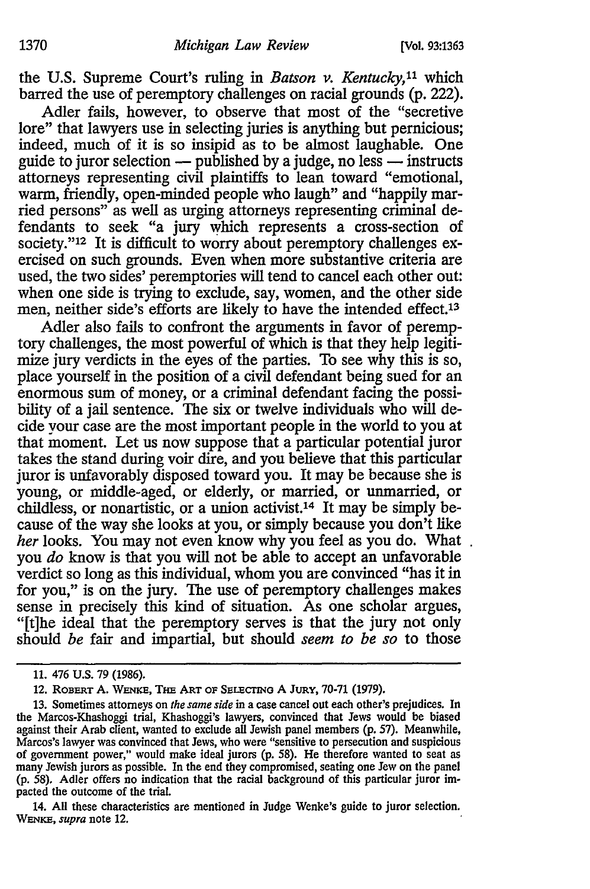the U.S. Supreme Court's ruling in *Batson v. Kentucky*,[11] which barred the use of peremptory challenges on racial grounds (p. 222).

Adler fails, however, to observe that most of the "secretive lore" that lawyers use in selecting juries is anything but pernicious; indeed, much of it is so insipid as to be almost laughable. One guide to juror selection — published by a judge, no less — instructs attorneys representing civil plaintiffs to lean toward "emotional, warm, friendly, open-minded people who laugh" and "happily married persons" as well as urging attorneys representing criminal defendants to seek "a jury which represents a cross-section of society."[12] It is difficult to worry about peremptory challenges exercised on such grounds. Even when more substantive criteria are used, the two sides' peremptories will tend to cancel each other out: when one side is trying to exclude, say, women, and the other side men, neither side's efforts are likely to have the intended effect.[13]

Adler also fails to confront the arguments in favor of peremptory challenges, the most powerful of which is that they help legitimize jury verdicts in the eyes of the parties. To see why this is so, place yourself in the position of a civil defendant being sued for an enormous sum of money, or a criminal defendant facing the possibility of a jail sentence. The six or twelve individuals who will decide your case are the most important people in the world to you at that moment. Let us now suppose that a particular potential juror takes the stand during voir dire, and you believe that this particular juror is unfavorably disposed toward you. It may be because she is young, or middle-aged, or elderly, or married, or unmarried, or childless, or nonartistic, or a union activist.[14] It may be simply because of the way she looks at you, or simply because you don't like *her* looks. You may not even know why you feel as you do. What you *do* know is that you will not be able to accept an unfavorable verdict so long as this individual, whom you are convinced "has it in for you," is on the jury. The use of peremptory challenges makes sense in precisely this kind of situation. As one scholar argues, "[t]he ideal that the peremptory serves is that the jury not only should *be* fair and impartial, but should *seem to be so* to those

---

11. 476 U.S. 79 (1986).

12. Robert A. Wenke, The Art of Selecting a Jury, 70-71 (1979).

13. Sometimes attorneys on *the same side* in a case cancel out each other's prejudices. In the Marcos-Khashoggi trial, Khashoggi's lawyers, convinced that Jews would be biased against their Arab client, wanted to exclude all Jewish panel members (p. 57). Meanwhile, Marcos's lawyer was convinced that Jews, who were "sensitive to persecution and suspicious of government power," would make ideal jurors (p. 58). He therefore wanted to seat as many Jewish jurors as possible. In the end they compromised, seating one Jew on the panel (p. 58). Adler offers no indication that the racial background of this particular juror impacted the outcome of the trial.

14. All these characteristics are mentioned in Judge Wenke's guide to juror selection. Wenke, *supra* note 12.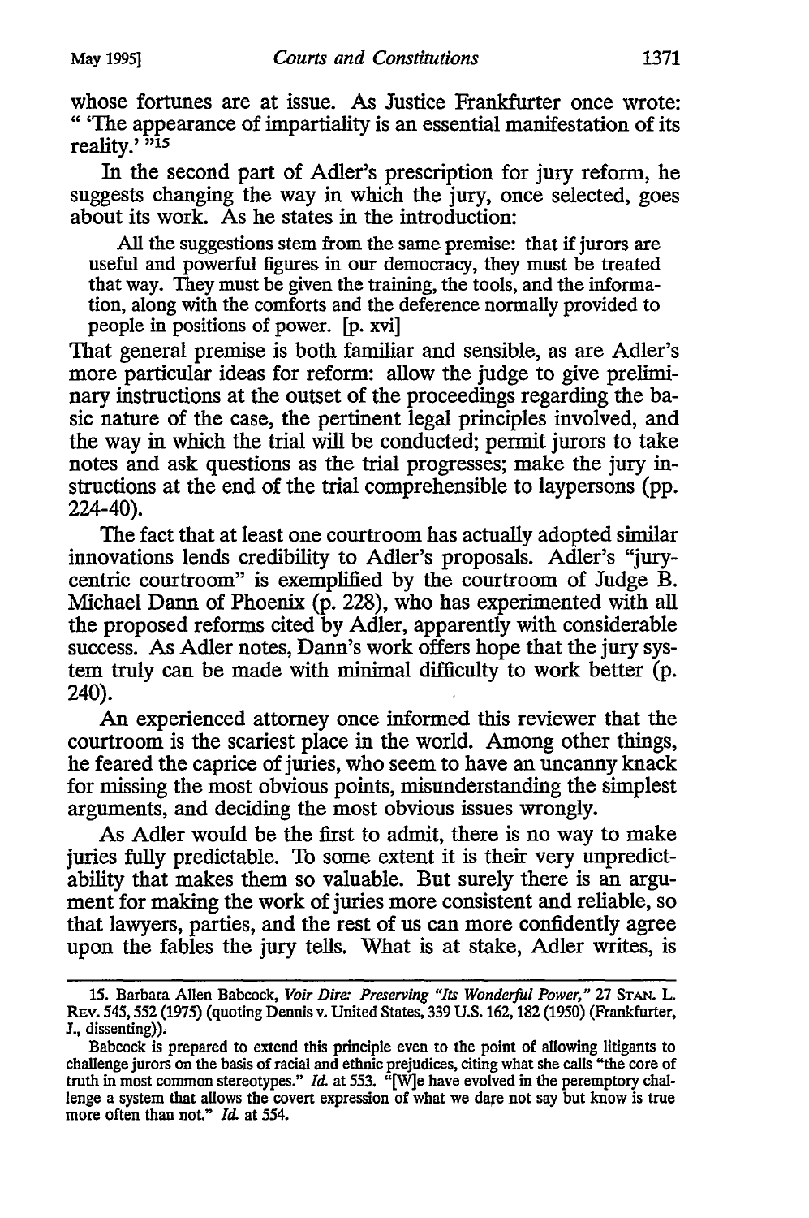whose fortunes are at issue. As Justice Frankfurter once wrote: " 'The appearance of impartiality is an essential manifestation of its reality.' "[15]

In the second part of Adler's prescription for jury reform, he suggests changing the way in which the jury, once selected, goes about its work. As he states in the introduction:

> All the suggestions stem from the same premise: that if jurors are useful and powerful figures in our democracy, they must be treated that way. They must be given the training, the tools, and the information, along with the comforts and the deference normally provided to people in positions of power. [p. xvi]

That general premise is both familiar and sensible, as are Adler's more particular ideas for reform: allow the judge to give preliminary instructions at the outset of the proceedings regarding the basic nature of the case, the pertinent legal principles involved, and the way in which the trial will be conducted; permit jurors to take notes and ask questions as the trial progresses; make the jury instructions at the end of the trial comprehensible to laypersons (pp. 224-40).

The fact that at least one courtroom has actually adopted similar innovations lends credibility to Adler's proposals. Adler's "jury-centric courtroom" is exemplified by the courtroom of Judge B. Michael Dann of Phoenix (p. 228), who has experimented with all the proposed reforms cited by Adler, apparently with considerable success. As Adler notes, Dann's work offers hope that the jury system truly can be made with minimal difficulty to work better (p. 240).

An experienced attorney once informed this reviewer that the courtroom is the scariest place in the world. Among other things, he feared the caprice of juries, who seem to have an uncanny knack for missing the most obvious points, misunderstanding the simplest arguments, and deciding the most obvious issues wrongly.

As Adler would be the first to admit, there is no way to make juries fully predictable. To some extent it is their very unpredictability that makes them so valuable. But surely there is an argument for making the work of juries more consistent and reliable, so that lawyers, parties, and the rest of us can more confidently agree upon the fables the jury tells. What is at stake, Adler writes, is

---

15. Barbara Allen Babcock, *Voir Dire: Preserving "Its Wonderful Power,"* 27 STAN. L. REV. 545, 552 (1975) (quoting Dennis v. United States, 339 U.S. 162, 182 (1950) (Frankfurter, J., dissenting)).

Babcock is prepared to extend this principle even to the point of allowing litigants to challenge jurors on the basis of racial and ethnic prejudices, citing what she calls "the core of truth in most common stereotypes." *Id.* at 553. "[W]e have evolved in the peremptory challenge a system that allows the covert expression of what we dare not say but know is true more often than not." *Id.* at 554.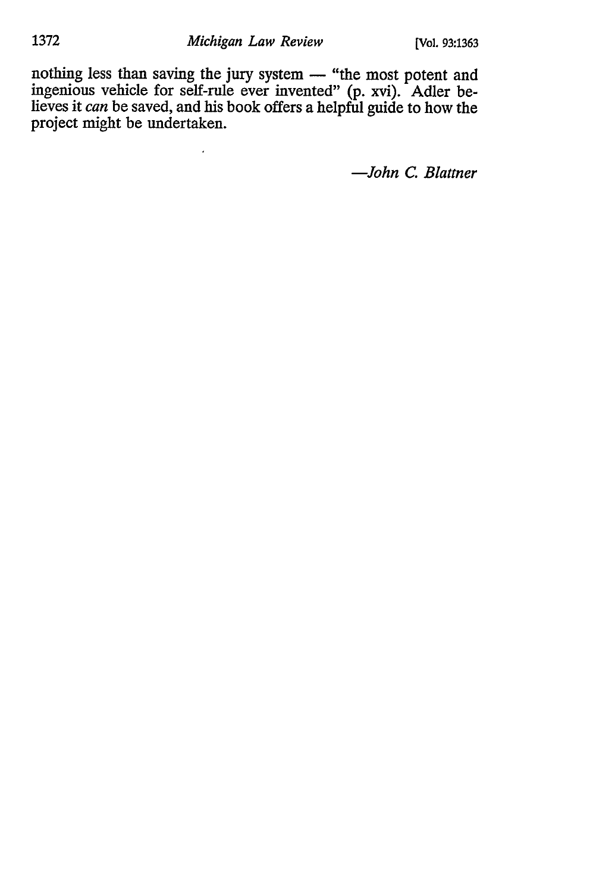nothing less than saving the jury system — "the most potent and ingenious vehicle for self-rule ever invented" (p. xvi). Adler believes it *can* be saved, and his book offers a helpful guide to how the project might be undertaken.

*—John C. Blattner*